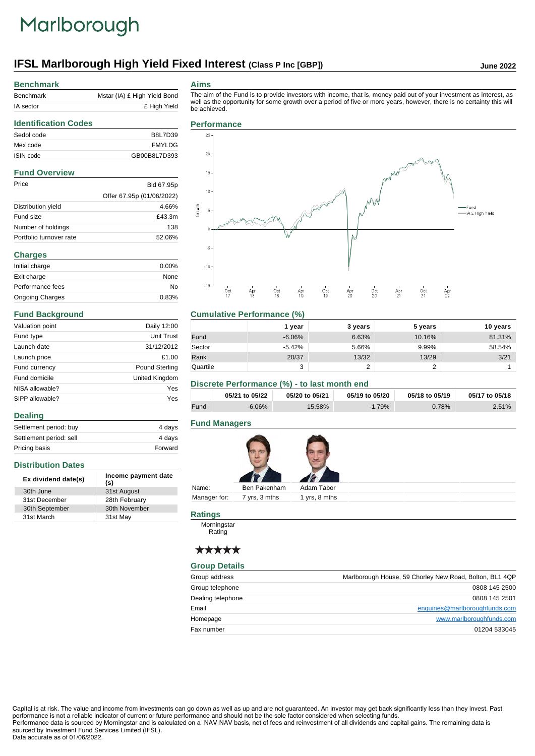Marlborough

# IFSL Marlborough High Yield Fixed Interest (Class P Inc [GBP])

June 2022

## Benchmark

| | |
|---|---|
| Benchmark | Mstar (IA) £ High Yield Bond |
| IA sector | £ High Yield |

## Identification Codes

| | |
|---|---|
| Sedol code | B8L7D39 |
| Mex code | FMYLDG |
| ISIN code | GB00B8L7D393 |

## Fund Overview

| | |
|---|---|
| Price | Bid 67.95p |
| | Offer 67.95p (01/06/2022) |
| Distribution yield | 4.66% |
| Fund size | £43.3m |
| Number of holdings | 138 |
| Portfolio turnover rate | 52.06% |

## Charges

| | |
|---|---|
| Initial charge | 0.00% |
| Exit charge | None |
| Performance fees | No |
| Ongoing Charges | 0.83% |

## Fund Background

| | |
|---|---|
| Valuation point | Daily 12:00 |
| Fund type | Unit Trust |
| Launch date | 31/12/2012 |
| Launch price | £1.00 |
| Fund currency | Pound Sterling |
| Fund domicile | United Kingdom |
| NISA allowable? | Yes |
| SIPP allowable? | Yes |

## Dealing

| | |
|---|---|
| Settlement period: buy | 4 days |
| Settlement period: sell | 4 days |
| Pricing basis | Forward |

## Distribution Dates

| Ex dividend date(s) | Income payment date (s) |
|---|---|
| 30th June | 31st August |
| 31st December | 28th February |
| 30th September | 30th November |
| 31st March | 31st May |

## Aims

The aim of the Fund is to provide investors with income, that is, money paid out of your investment as interest, as well as the opportunity for some growth over a period of five or more years, however, there is no certainty this will be achieved.

## Performance

Growth (Oct 17 – Apr 22) — Fund; IA £ High Yield

## Cumulative Performance (%)

| | 1 year | 3 years | 5 years | 10 years |
|---|---|---|---|---|
| Fund | -6.06% | 6.63% | 10.16% | 81.31% |
| Sector | -5.42% | 5.66% | 9.99% | 58.54% |
| Rank | 20/37 | 13/32 | 13/29 | 3/21 |
| Quartile | 3 | 2 | 2 | 1 |

## Discrete Performance (%) - to last month end

| | 05/21 to 05/22 | 05/20 to 05/21 | 05/19 to 05/20 | 05/18 to 05/19 | 05/17 to 05/18 |
|---|---|---|---|---|---|
| Fund | -6.06% | 15.58% | -1.79% | 0.78% | 2.51% |

## Fund Managers

| | | |
|---|---|---|
| Name: | Ben Pakenham | Adam Tabor |
| Manager for: | 7 yrs, 3 mths | 1 yrs, 8 mths |

## Ratings

Morningstar Rating

★★★★★

## Group Details

| | |
|---|---|
| Group address | Marlborough House, 59 Chorley New Road, Bolton, BL1 4QP |
| Group telephone | 0808 145 2500 |
| Dealing telephone | 0808 145 2501 |
| Email | enquiries@marlboroughfunds.com |
| Homepage | www.marlboroughfunds.com |
| Fax number | 01204 533045 |

Capital is at risk. The value and income from investments can go down as well as up and are not guaranteed. An investor may get back significantly less than they invest. Past performance is not a reliable indicator of current or future performance and should not be the sole factor considered when selecting funds.
Performance data is sourced by Morningstar and is calculated on a NAV-NAV basis, net of fees and reinvestment of all dividends and capital gains. The remaining data is sourced by Investment Fund Services Limited (IFSL).
Data accurate as of 01/06/2022.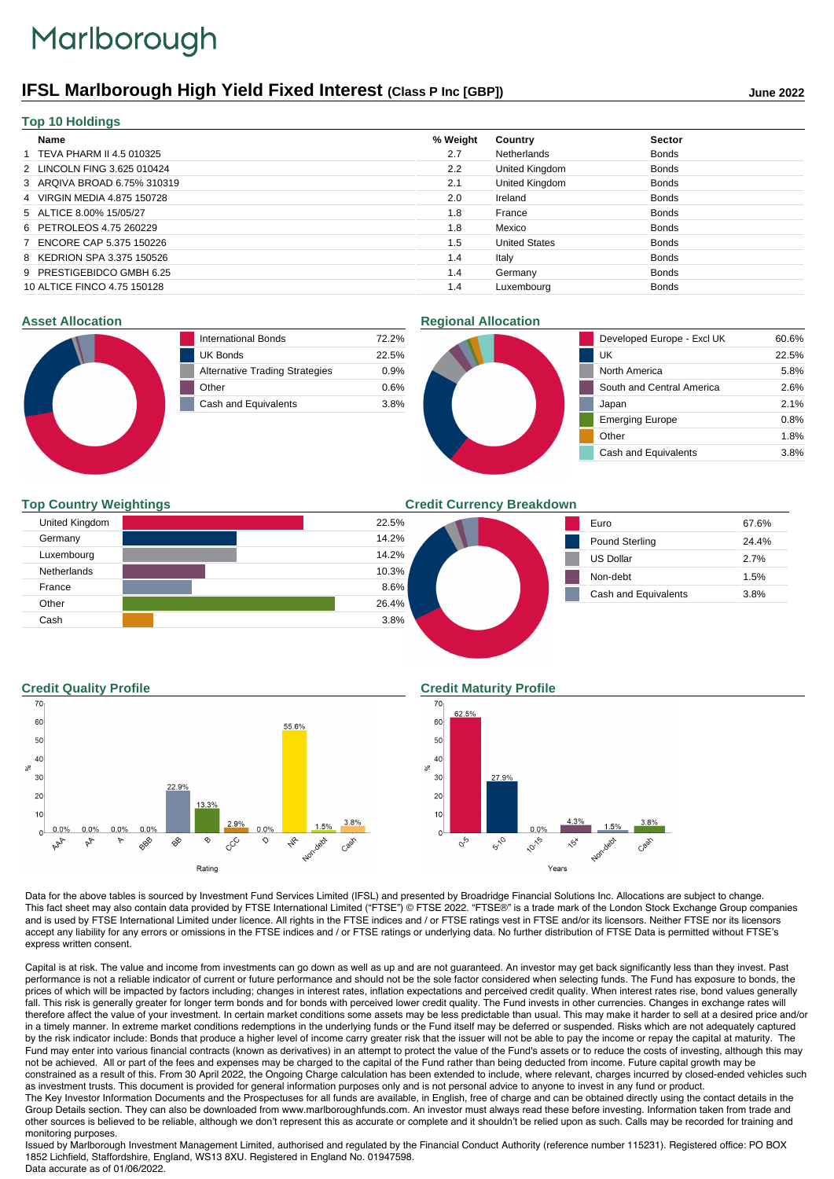Marlborough

# IFSL Marlborough High Yield Fixed Interest (Class P Inc [GBP])

June 2022

## Top 10 Holdings

| | Name | % Weight | Country | Sector |
|---|---|---|---|---|
| 1 | TEVA PHARM II 4.5 010325 | 2.7 | Netherlands | Bonds |
| 2 | LINCOLN FING 3.625 010424 | 2.2 | United Kingdom | Bonds |
| 3 | ARQIVA BROAD 6.75% 310319 | 2.1 | United Kingdom | Bonds |
| 4 | VIRGIN MEDIA 4.875 150728 | 2.0 | Ireland | Bonds |
| 5 | ALTICE 8.00% 15/05/27 | 1.8 | France | Bonds |
| 6 | PETROLEOS 4.75 260229 | 1.8 | Mexico | Bonds |
| 7 | ENCORE CAP 5.375 150226 | 1.5 | United States | Bonds |
| 8 | KEDRION SPA 3.375 150526 | 1.4 | Italy | Bonds |
| 9 | PRESTIGEBIDCO GMBH 6.25 | 1.4 | Germany | Bonds |
| 10 | ALTICE FINCO 4.75 150128 | 1.4 | Luxembourg | Bonds |

## Asset Allocation

| | |
|---|---|
| International Bonds | 72.2% |
| UK Bonds | 22.5% |
| Alternative Trading Strategies | 0.9% |
| Other | 0.6% |
| Cash and Equivalents | 3.8% |

## Regional Allocation

| | |
|---|---|
| Developed Europe - Excl UK | 60.6% |
| UK | 22.5% |
| North America | 5.8% |
| South and Central America | 2.6% |
| Japan | 2.1% |
| Emerging Europe | 0.8% |
| Other | 1.8% |
| Cash and Equivalents | 3.8% |

## Top Country Weightings

United Kingdom 22.5%
Germany 14.2%
Luxembourg 14.2%
Netherlands 10.3%
France 8.6%
Other 26.4%
Cash 3.8%

## Credit Currency Breakdown

| | |
|---|---|
| Euro | 67.6% |
| Pound Sterling | 24.4% |
| US Dollar | 2.7% |
| Non-debt | 1.5% |
| Cash and Equivalents | 3.8% |

## Credit Quality Profile

%
Rating
AAA 0.0%, AA 0.0%, A 0.0%, BBB 0.0%, BB 22.9%, B 13.3%, CCC 2.9%, D 0.0%, NR 55.6%, Non-debt 1.5%, Cash 3.8%

## Credit Maturity Profile

%
Years
0-5 62.5%, 5-10 27.9%, 10-15 0.0%, 15+ 4.3%, Non-debt 1.5%, Cash 3.8%

Data for the above tables is sourced by Investment Fund Services Limited (IFSL) and presented by Broadridge Financial Solutions Inc. Allocations are subject to change. This fact sheet may also contain data provided by FTSE International Limited ("FTSE") © FTSE 2022. "FTSE®" is a trade mark of the London Stock Exchange Group companies and is used by FTSE International Limited under licence. All rights in the FTSE indices and / or FTSE ratings vest in FTSE and/or its licensors. Neither FTSE nor its licensors accept any liability for any errors or omissions in the FTSE indices and / or FTSE ratings or underlying data. No further distribution of FTSE Data is permitted without FTSE's express written consent.

Capital is at risk. The value and income from investments can go down as well as up and are not guaranteed. An investor may get back significantly less than they invest. Past performance is not a reliable indicator of current or future performance and should not be the sole factor considered when selecting funds. The Fund has exposure to bonds, the prices of which will be impacted by factors including; changes in interest rates, inflation expectations and perceived credit quality. When interest rates rise, bond values generally fall. This risk is generally greater for longer term bonds and for bonds with perceived lower credit quality. The Fund invests in other currencies. Changes in exchange rates will therefore affect the value of your investment. In certain market conditions some assets may be less predictable than usual. This may make it harder to sell at a desired price and/or in a timely manner. In extreme market conditions redemptions in the underlying funds or the Fund itself may be deferred or suspended. Risks which are not adequately captured by the risk indicator include: Bonds that produce a higher level of income carry greater risk that the issuer will not be able to pay the income or repay the capital at maturity. The Fund may enter into various financial contracts (known as derivatives) in an attempt to protect the value of the Fund's assets or to reduce the costs of investing, although this may not be achieved. All or part of the fees and expenses may be charged to the capital of the Fund rather than being deducted from income. Future capital growth may be constrained as a result of this. From 30 April 2022, the Ongoing Charge calculation has been extended to include, where relevant, charges incurred by closed-ended vehicles such as investment trusts. This document is provided for general information purposes only and is not personal advice to anyone to invest in any fund or product.
The Key Investor Information Documents and the Prospectuses for all funds are available, in English, free of charge and can be obtained directly using the contact details in the Group Details section. They can also be downloaded from www.marlboroughfunds.com. An investor must always read these before investing. Information taken from trade and other sources is believed to be reliable, although we don't represent this as accurate or complete and it shouldn't be relied upon as such. Calls may be recorded for training and monitoring purposes.
Issued by Marlborough Investment Management Limited, authorised and regulated by the Financial Conduct Authority (reference number 115231). Registered office: PO BOX 1852 Lichfield, Staffordshire, England, WS13 8XU. Registered in England No. 01947598.
Data accurate as of 01/06/2022.